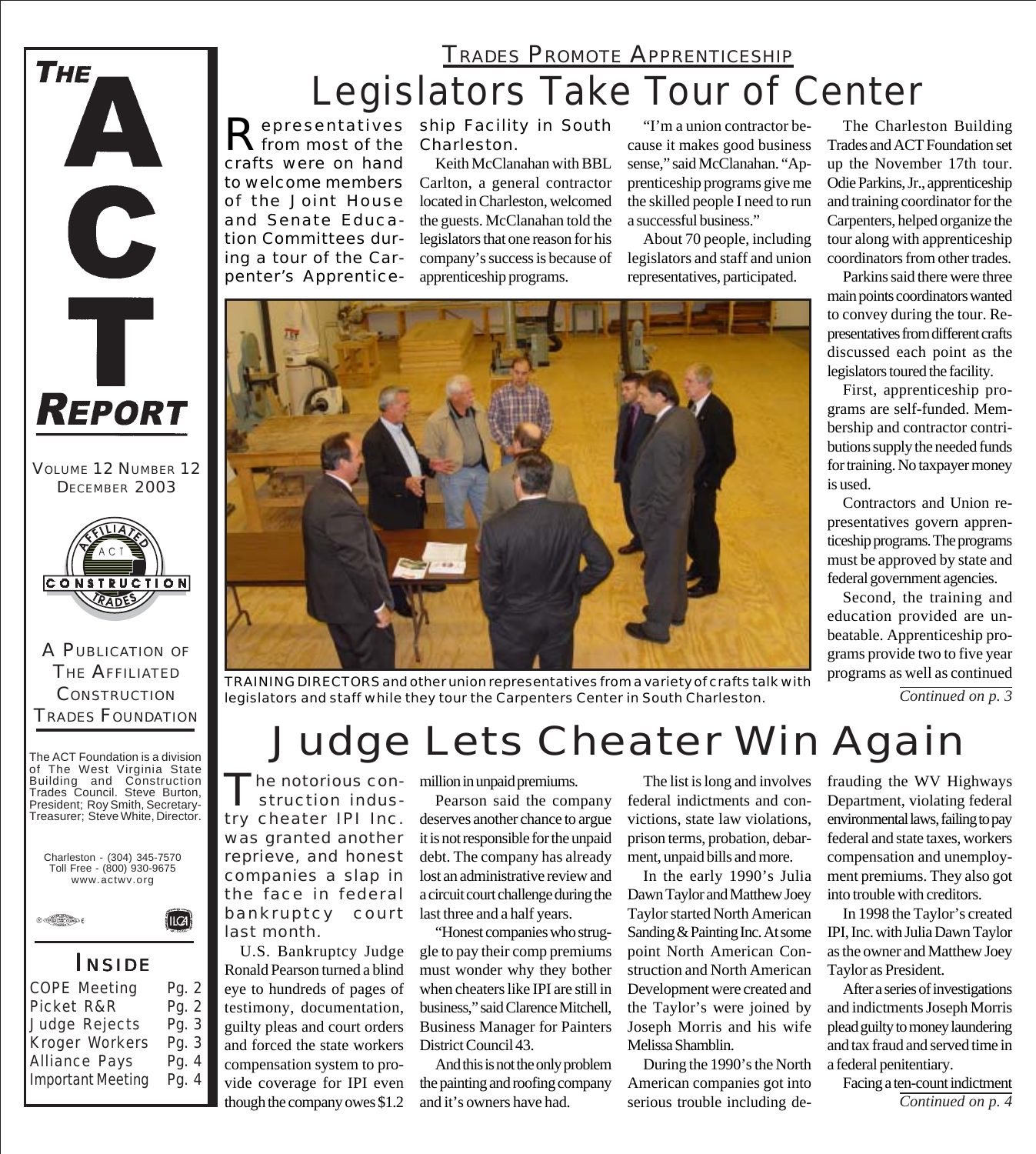# THE ACT REPORT

VOLUME 12 NUMBER 12
DECEMBER 2003

A PUBLICATION OF THE AFFILIATED CONSTRUCTION TRADES FOUNDATION

The ACT Foundation is a division of The West Virginia State Building and Construction Trades Council. Steve Burton, President; Roy Smith, Secretary-Treasurer; Steve White, Director.

Charleston - (304) 345-7570
Toll Free - (800) 930-9675
www.actwv.org

## INSIDE

| | |
|---|---|
| COPE Meeting | Pg. 2 |
| Picket R&R | Pg. 2 |
| Judge Rejects | Pg. 3 |
| Kroger Workers | Pg. 3 |
| Alliance Pays | Pg. 4 |
| Important Meeting | Pg. 4 |

TRADES PROMOTE APPRENTICESHIP

# Legislators Take Tour of Center

Representatives from most of the crafts were on hand to welcome members of the Joint House and Senate Education Committees during a tour of the Carpenter's Apprenticeship Facility in South Charleston.

Keith McClanahan with BBL Carlton, a general contractor located in Charleston, welcomed the guests. McClanahan told the legislators that one reason for his company's success is because of apprenticeship programs.

"I'm a union contractor because it makes good business sense," said McClanahan. "Apprenticeship programs give me the skilled people I need to run a successful business."

About 70 people, including legislators and staff and union representatives, participated.

TRAINING DIRECTORS and other union representatives from a variety of crafts talk with legislators and staff while they tour the Carpenters Center in South Charleston.

The Charleston Building Trades and ACT Foundation set up the November 17th tour. Odie Parkins, Jr., apprenticeship and training coordinator for the Carpenters, helped organize the tour along with apprenticeship coordinators from other trades.

Parkins said there were three main points coordinators wanted to convey during the tour. Representatives from different crafts discussed each point as the legislators toured the facility.

First, apprenticeship programs are self-funded. Membership and contractor contributions supply the needed funds for training. No taxpayer money is used.

Contractors and Union representatives govern apprenticeship programs. The programs must be approved by state and federal government agencies.

Second, the training and education provided are unbeatable. Apprenticeship programs provide two to five year programs as well as continued

*Continued on p. 3*

# Judge Lets Cheater Win Again

The notorious construction industry cheater IPI Inc. was granted another reprieve, and honest companies a slap in the face in federal bankruptcy court last month.

U.S. Bankruptcy Judge Ronald Pearson turned a blind eye to hundreds of pages of testimony, documentation, guilty pleas and court orders and forced the state workers compensation system to provide coverage for IPI even though the company owes $1.2 million in unpaid premiums.

Pearson said the company deserves another chance to argue it is not responsible for the unpaid debt. The company has already lost an administrative review and a circuit court challenge during the last three and a half years.

"Honest companies who struggle to pay their comp premiums must wonder why they bother when cheaters like IPI are still in business," said Clarence Mitchell, Business Manager for Painters District Council 43.

And this is not the only problem the painting and roofing company and it's owners have had.

The list is long and involves federal indictments and convictions, state law violations, prison terms, probation, debarment, unpaid bills and more.

In the early 1990's Julia Dawn Taylor and Matthew Joey Taylor started North American Sanding & Painting Inc. At some point North American Construction and North American Development were created and the Taylor's were joined by Joseph Morris and his wife Melissa Shamblin.

During the 1990's the North American companies got into serious trouble including defrauding the WV Highways Department, violating federal environmental laws, failing to pay federal and state taxes, workers compensation and unemployment premiums. They also got into trouble with creditors.

In 1998 the Taylor's created IPI, Inc. with Julia Dawn Taylor as the owner and Matthew Joey Taylor as President.

After a series of investigations and indictments Joseph Morris plead guilty to money laundering and tax fraud and served time in a federal penitentiary.

Facing a ten-count indictment

*Continued on p. 4*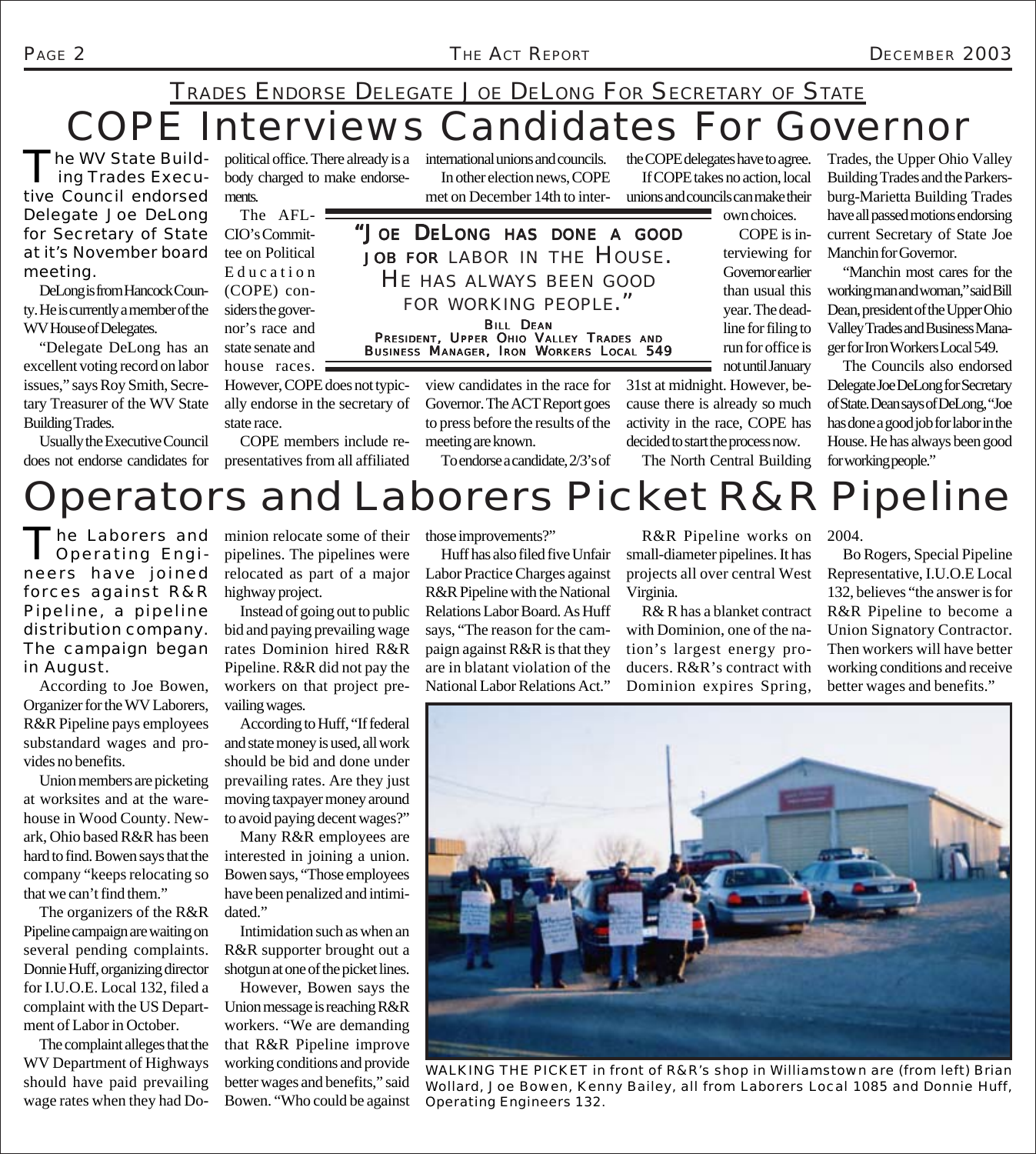## TRADES ENDORSE DELEGATE JOE DELONG FOR SECRETARY OF STATE

# COPE Interviews Candidates For Governor

The WV State Building Trades Executive Council endorsed Delegate Joe DeLong for Secretary of State at it's November board meeting.

DeLong is from Hancock County. He is currently a member of the WV House of Delegates.

"Delegate DeLong has an excellent voting record on labor issues," says Roy Smith, Secretary Treasurer of the WV State Building Trades.

Usually the Executive Council does not endorse candidates for political office. There already is a body charged to make endorsements.

The AFL-CIO's Committee on Political Education (COPE) considers the governor's race and state senate and house races. However, COPE does not typically endorse in the secretary of state race.

COPE members include representatives from all affiliated international unions and councils.

In other election news, COPE met on December 14th to interview candidates in the race for Governor. The ACT Report goes to press before the results of the meeting are known.

To endorse a candidate, 2/3's of the COPE delegates have to agree.

If COPE takes no action, local unions and councils can make their own choices.

> "JOE DELONG HAS DONE A GOOD JOB FOR LABOR IN THE HOUSE. HE HAS ALWAYS BEEN GOOD FOR WORKING PEOPLE."
>
> BILL DEAN
> PRESIDENT, UPPER OHIO VALLEY TRADES AND BUSINESS MANAGER, IRON WORKERS LOCAL 549

COPE is interviewing for Governor earlier than usual this year. The deadline for filing to run for office is not until January 31st at midnight. However, because there is already so much activity in the race, COPE has decided to start the process now.

The North Central Building Trades, the Upper Ohio Valley Building Trades and the Parkersburg-Marietta Building Trades have all passed motions endorsing current Secretary of State Joe Manchin for Governor.

"Manchin most cares for the working man and woman," said Bill Dean, president of the Upper Ohio Valley Trades and Business Manager for Iron Workers Local 549.

The Councils also endorsed Delegate Joe DeLong for Secretary of State. Dean says of DeLong, "Joe has done a good job for labor in the House. He has always been good for working people."

# Operators and Laborers Picket R&R Pipeline

The Laborers and Operating Engineers have joined forces against R&R Pipeline, a pipeline distribution company. The campaign began in August.

According to Joe Bowen, Organizer for the WV Laborers, R&R Pipeline pays employees substandard wages and provides no benefits.

Union members are picketing at worksites and at the warehouse in Wood County. Newark, Ohio based R&R has been hard to find. Bowen says that the company "keeps relocating so that we can't find them."

The organizers of the R&R Pipeline campaign are waiting on several pending complaints. Donnie Huff, organizing director for I.U.O.E. Local 132, filed a complaint with the US Department of Labor in October.

The complaint alleges that the WV Department of Highways should have paid prevailing wage rates when they had Dominion relocate some of their pipelines. The pipelines were relocated as part of a major highway project.

Instead of going out to public bid and paying prevailing wage rates Dominion hired R&R Pipeline. R&R did not pay the workers on that project prevailing wages.

According to Huff, "If federal and state money is used, all work should be bid and done under prevailing rates. Are they just moving taxpayer money around to avoid paying decent wages?"

Many R&R employees are interested in joining a union. Bowen says, "Those employees have been penalized and intimidated."

Intimidation such as when an R&R supporter brought out a shotgun at one of the picket lines.

However, Bowen says the Union message is reaching R&R workers. "We are demanding that R&R Pipeline improve working conditions and provide better wages and benefits," said Bowen. "Who could be against those improvements?"

Huff has also filed five Unfair Labor Practice Charges against R&R Pipeline with the National Relations Labor Board. As Huff says, "The reason for the campaign against R&R is that they are in blatant violation of the National Labor Relations Act."

R&R Pipeline works on small-diameter pipelines. It has projects all over central West Virginia.

R& R has a blanket contract with Dominion, one of the nation's largest energy producers. R&R's contract with Dominion expires Spring, 2004.

Bo Rogers, Special Pipeline Representative, I.U.O.E Local 132, believes "the answer is for R&R Pipeline to become a Union Signatory Contractor. Then workers will have better working conditions and receive better wages and benefits."

WALKING THE PICKET in front of R&R's shop in Williamstown are (from left) Brian Wollard, Joe Bowen, Kenny Bailey, all from Laborers Local 1085 and Donnie Huff, Operating Engineers 132.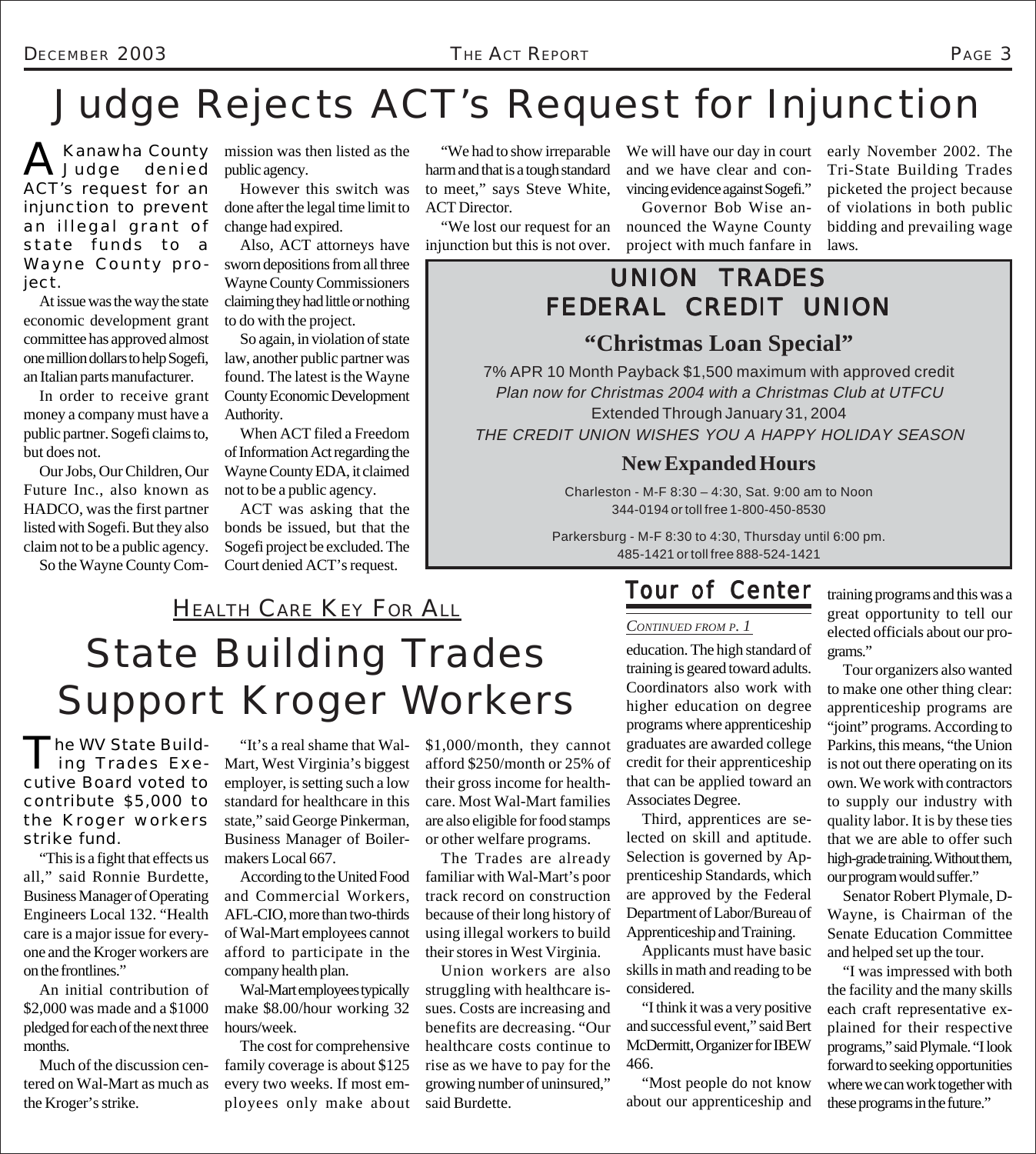# Judge Rejects ACT's Request for Injunction

**A Kanawha County Judge denied ACT's request for an injunction to prevent an illegal grant of state funds to a Wayne County project.**

At issue was the way the state economic development grant committee has approved almost one million dollars to help Sogefi, an Italian parts manufacturer.

In order to receive grant money a company must have a public partner. Sogefi claims to, but does not.

Our Jobs, Our Children, Our Future Inc., also known as HADCO, was the first partner listed with Sogefi. But they also claim not to be a public agency.

So the Wayne County Commission was then listed as the public agency.

However this switch was done after the legal time limit to change had expired.

Also, ACT attorneys have sworn depositions from all three Wayne County Commissioners claiming they had little or nothing to do with the project.

So again, in violation of state law, another public partner was found. The latest is the Wayne County Economic Development Authority.

When ACT filed a Freedom of Information Act regarding the Wayne County EDA, it claimed not to be a public agency.

ACT was asking that the bonds be issued, but that the Sogefi project be excluded. The Court denied ACT's request.

"We had to show irreparable harm and that is a tough standard to meet," says Steve White, ACT Director.

"We lost our request for an injunction but this is not over. We will have our day in court and we have clear and convincing evidence against Sogefi."

Governor Bob Wise announced the Wayne County project with much fanfare in early November 2002. The Tri-State Building Trades picketed the project because of violations in both public bidding and prevailing wage laws.

---

**UNION TRADES FEDERAL CREDIT UNION**

**"Christmas Loan Special"**

7% APR 10 Month Payback $1,500 maximum with approved credit

*Plan now for Christmas 2004 with a Christmas Club at UTFCU*

Extended Through January 31, 2004

*THE CREDIT UNION WISHES YOU A HAPPY HOLIDAY SEASON*

**New Expanded Hours**

Charleston - M-F 8:30 – 4:30, Sat. 9:00 am to Noon
344-0194 or toll free 1-800-450-8530

Parkersburg - M-F 8:30 to 4:30, Thursday until 6:00 pm.
485-1421 or toll free 888-524-1421

---

### HEALTH CARE KEY FOR ALL

# State Building Trades Support Kroger Workers

**The WV State Building Trades Executive Board voted to contribute $5,000 to the Kroger workers strike fund.**

"This is a fight that effects us all," said Ronnie Burdette, Business Manager of Operating Engineers Local 132. "Health care is a major issue for everyone and the Kroger workers are on the frontlines."

An initial contribution of $2,000 was made and a $1000 pledged for each of the next three months.

Much of the discussion centered on Wal-Mart as much as the Kroger's strike.

"It's a real shame that Wal-Mart, West Virginia's biggest employer, is setting such a low standard for healthcare in this state," said George Pinkerman, Business Manager of Boilermakers Local 667.

According to the United Food and Commercial Workers, AFL-CIO, more than two-thirds of Wal-Mart employees cannot afford to participate in the company health plan.

Wal-Mart employees typically make $8.00/hour working 32 hours/week.

The cost for comprehensive family coverage is about $125 every two weeks. If most employees only make about $1,000/month, they cannot afford $250/month or 25% of their gross income for healthcare. Most Wal-Mart families are also eligible for food stamps or other welfare programs.

The Trades are already familiar with Wal-Mart's poor track record on construction because of their long history of using illegal workers to build their stores in West Virginia.

Union workers are also struggling with healthcare issues. Costs are increasing and benefits are decreasing. "Our healthcare costs continue to rise as we have to pay for the growing number of uninsured," said Burdette.

---

## Tour of Center

*CONTINUED FROM P. 1*

education. The high standard of training is geared toward adults. Coordinators also work with higher education on degree programs where apprenticeship graduates are awarded college credit for their apprenticeship that can be applied toward an Associates Degree.

Third, apprentices are selected on skill and aptitude. Selection is governed by Apprenticeship Standards, which are approved by the Federal Department of Labor/Bureau of Apprenticeship and Training.

Applicants must have basic skills in math and reading to be considered.

"I think it was a very positive and successful event," said Bert McDermitt, Organizer for IBEW 466.

"Most people do not know about our apprenticeship and training programs and this was a great opportunity to tell our elected officials about our programs."

Tour organizers also wanted to make one other thing clear: apprenticeship programs are "joint" programs. According to Parkins, this means, "the Union is not out there operating on its own. We work with contractors to supply our industry with quality labor. It is by these ties that we are able to offer such high-grade training. Without them, our program would suffer."

Senator Robert Plymale, D-Wayne, is Chairman of the Senate Education Committee and helped set up the tour.

"I was impressed with both the facility and the many skills each craft representative explained for their respective programs," said Plymale. "I look forward to seeking opportunities where we can work together with these programs in the future."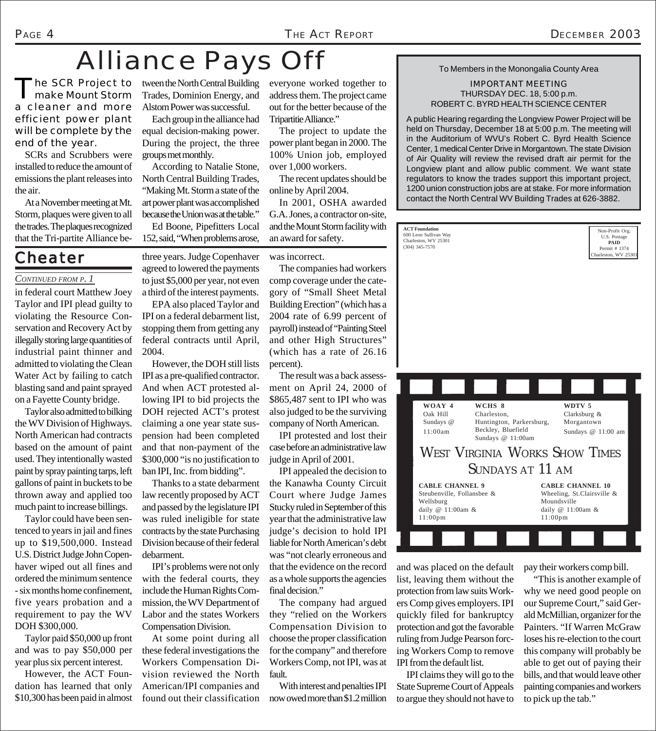# Alliance Pays Off

**The SCR Project to make Mount Storm a cleaner and more efficient power plant will be complete by the end of the year.**

SCRs and Scrubbers were installed to reduce the amount of emissions the plant releases into the air.

At a November meeting at Mt. Storm, plaques were given to all the trades. The plaques recognized that the Tri-partite Alliance between the North Central Building Trades, Dominion Energy, and Alstom Power was successful.

Each group in the alliance had equal decision-making power. During the project, the three groups met monthly.

According to Natalie Stone, North Central Building Trades, "Making Mt. Storm a state of the art power plant was accomplished because the Union was at the table."

Ed Boone, Pipefitters Local 152, said, "When problems arose, everyone worked together to address them. The project came out for the better because of the Tripartitie Alliance."

The project to update the power plant began in 2000. The 100% Union job, employed over 1,000 workers.

The recent updates should be online by April 2004.

In 2001, OSHA awarded G.A. Jones, a contractor on-site, and the Mount Storm facility with an award for safety.

# Cheater

*Continued from p. 1*

in federal court Matthew Joey Taylor and IPI plead guilty to violating the Resource Conservation and Recovery Act by illegally storing large quantities of industrial paint thinner and admitted to violating the Clean Water Act by failing to catch blasting sand and paint sprayed on a Fayette County bridge.

Taylor also admitted to bilking the WV Division of Highways. North American had contracts based on the amount of paint used. They intentionally wasted paint by spray painting tarps, left gallons of paint in buckets to be thrown away and applied too much paint to increase billings.

Taylor could have been sentenced to years in jail and fines up to $19,500,000. Instead U.S. District Judge John Copenhaver wiped out all fines and ordered the minimum sentence - six months home confinement, five years probation and a requirement to pay the WV DOH $300,000.

Taylor paid $50,000 up front and was to pay $50,000 per year plus six percent interest.

However, the ACT Foundation has learned that only $10,300 has been paid in almost three years. Judge Copenhaver agreed to lowered the payments to just $5,000 per year, not even a third of the interest payments.

EPA also placed Taylor and IPI on a federal debarment list, stopping them from getting any federal contracts until April, 2004.

However, the DOH still lists IPI as a pre-qualified contractor. And when ACT protested allowing IPI to bid projects the DOH rejected ACT's protest claiming a one year state suspension had been completed and that non-payment of the $300,000 "is no justification to ban IPI, Inc. from bidding".

Thanks to a state debarment law recently proposed by ACT and passed by the legislature IPI was ruled ineligible for state contracts by the state Purchasing Division because of their federal debarment.

IPI's problems were not only with the federal courts, they include the Human Rights Commission, the WV Department of Labor and the states Workers Compensation Division.

At some point during all these federal investigations the Workers Compensation Division reviewed the North American/IPI companies and found out their classification was incorrect.

The companies had workers comp coverage under the category of "Small Sheet Metal Building Erection" (which has a 2004 rate of 6.99 percent of payroll) instead of "Painting Steel and other High Structures" (which has a rate of 26.16 percent).

The result was a back assessment on April 24, 2000 of $865,487 sent to IPI who was also judged to be the surviving company of North American.

IPI protested and lost their case before an administrative law judge in April of 2001.

IPI appealed the decision to the Kanawha County Circuit Court where Judge James Stucky ruled in September of this year that the administrative law judge's decision to hold IPI liable for North American's debt was "not clearly erroneous and that the evidence on the record as a whole supports the agencies final decision."

The company had argued they "relied on the Workers Compensation Division to choose the proper classification for the company" and therefore Workers Comp, not IPI, was at fault.

With interest and penalties IPI now owed more than $1.2 million and was placed on the default list, leaving them without the protection from law suits Workers Comp gives employers. IPI quickly filed for bankruptcy protection and got the favorable ruling from Judge Pearson forcing Workers Comp to remove IPI from the default list.

IPI claims they will go to the State Supreme Court of Appeals to argue they should not have to pay their workers comp bill.

"This is another example of why we need good people on our Supreme Court," said Gerald McMillian, organizer for the Painters. "If Warren McGraw loses his re-election to the court this company will probably be able to get out of paying their bills, and that would leave other painting companies and workers to pick up the tab."

---

To Members in the Monongalia County Area

**IMPORTANT MEETING**
THURSDAY DEC. 18, 5:00 p.m.
ROBERT C. BYRD HEALTH SCIENCE CENTER

A public Hearing regarding the Longview Power Project will be held on Thursday, December 18 at 5:00 p.m. The meeting will in the Auditorium of WVU's Robert C. Byrd Health Science Center, 1 medical Center Drive in Morgantown. The state Division of Air Quality will review the revised draft air permit for the Longview plant and allow public comment. We want state regulators to know the trades support this important project, 1200 union construction jobs are at stake. For more information contact the North Central WV Building Trades at 626-3882.

---

**ACT Foundation**
600 Leon Sullivan Way
Charleston, WV 25301
(304) 345-7570

Non-Profit Org.
U.S. Postage
**PAID**
Permit # 1374
Charleston, WV 25301

---

**WOAY 4**
Oak Hill
Sundays @ 11:00am

**WCHS 8**
Charleston, Huntington, Parkersburg, Beckley, Bluefield
Sundays @ 11:00am

**WDTV 5**
Clarksburg & Morgantown
Sundays @ 11:00 am

## West Virginia Works Show Times
## Sundays at 11 AM

**CABLE CHANNEL 9**
Steubenville, Follansbee & Wellsburg
daily @ 11:00am & 11:00pm

**CABLE CHANNEL 10**
Wheeling, St.Clairsville & Moundsville
daily @ 11:00am & 11:00pm